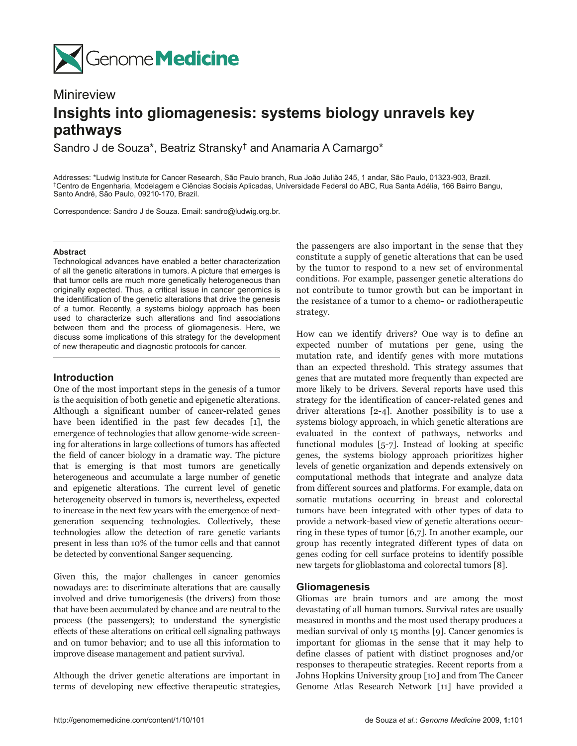Minireview

# Insights into gliomagenesis: systems biology unravels key pathways

Sandro J de Souza*, Beatriz Stransky† and Anamaria A Camargo*

Addresses: *Ludwig Institute for Cancer Research, São Paulo branch, Rua João Julião 245, 1 andar, São Paulo, 01323-903, Brazil. †Centro de Engenharia, Modelagem e Ciências Sociais Aplicadas, Universidade Federal do ABC, Rua Santa Adélia, 166 Bairro Bangu, Santo André, São Paulo, 09210-170, Brazil.

Correspondence: Sandro J de Souza. Email: sandro@ludwig.org.br.

**Abstract**

Technological advances have enabled a better characterization of all the genetic alterations in tumors. A picture that emerges is that tumor cells are much more genetically heterogeneous than originally expected. Thus, a critical issue in cancer genomics is the identification of the genetic alterations that drive the genesis of a tumor. Recently, a systems biology approach has been used to characterize such alterations and find associations between them and the process of gliomagenesis. Here, we discuss some implications of this strategy for the development of new therapeutic and diagnostic protocols for cancer.

## Introduction

One of the most important steps in the genesis of a tumor is the acquisition of both genetic and epigenetic alterations. Although a significant number of cancer-related genes have been identified in the past few decades [1], the emergence of technologies that allow genome-wide screening for alterations in large collections of tumors has affected the field of cancer biology in a dramatic way. The picture that is emerging is that most tumors are genetically heterogeneous and accumulate a large number of genetic and epigenetic alterations. The current level of genetic heterogeneity observed in tumors is, nevertheless, expected to increase in the next few years with the emergence of next-generation sequencing technologies. Collectively, these technologies allow the detection of rare genetic variants present in less than 10% of the tumor cells and that cannot be detected by conventional Sanger sequencing.

Given this, the major challenges in cancer genomics nowadays are: to discriminate alterations that are causally involved and drive tumorigenesis (the drivers) from those that have been accumulated by chance and are neutral to the process (the passengers); to understand the synergistic effects of these alterations on critical cell signaling pathways and on tumor behavior; and to use all this information to improve disease management and patient survival.

Although the driver genetic alterations are important in terms of developing new effective therapeutic strategies, the passengers are also important in the sense that they constitute a supply of genetic alterations that can be used by the tumor to respond to a new set of environmental conditions. For example, passenger genetic alterations do not contribute to tumor growth but can be important in the resistance of a tumor to a chemo- or radiotherapeutic strategy.

How can we identify drivers? One way is to define an expected number of mutations per gene, using the mutation rate, and identify genes with more mutations than an expected threshold. This strategy assumes that genes that are mutated more frequently than expected are more likely to be drivers. Several reports have used this strategy for the identification of cancer-related genes and driver alterations [2-4]. Another possibility is to use a systems biology approach, in which genetic alterations are evaluated in the context of pathways, networks and functional modules [5-7]. Instead of looking at specific genes, the systems biology approach prioritizes higher levels of genetic organization and depends extensively on computational methods that integrate and analyze data from different sources and platforms. For example, data on somatic mutations occurring in breast and colorectal tumors have been integrated with other types of data to provide a network-based view of genetic alterations occurring in these types of tumor [6,7]. In another example, our group has recently integrated different types of data on genes coding for cell surface proteins to identify possible new targets for glioblastoma and colorectal tumors [8].

## Gliomagenesis

Gliomas are brain tumors and are among the most devastating of all human tumors. Survival rates are usually measured in months and the most used therapy produces a median survival of only 15 months [9]. Cancer genomics is important for gliomas in the sense that it may help to define classes of patient with distinct prognoses and/or responses to therapeutic strategies. Recent reports from a Johns Hopkins University group [10] and from The Cancer Genome Atlas Research Network [11] have provided a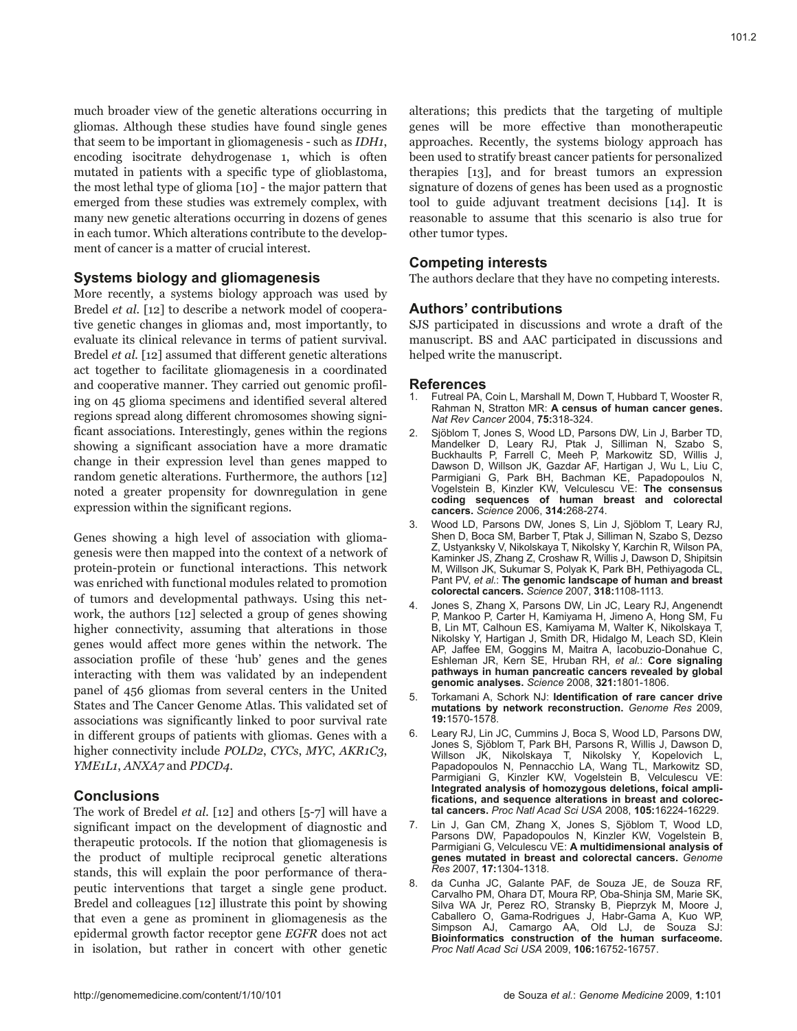much broader view of the genetic alterations occurring in gliomas. Although these studies have found single genes that seem to be important in gliomagenesis - such as *IDH1*, encoding isocitrate dehydrogenase 1, which is often mutated in patients with a specific type of glioblastoma, the most lethal type of glioma [10] - the major pattern that emerged from these studies was extremely complex, with many new genetic alterations occurring in dozens of genes in each tumor. Which alterations contribute to the development of cancer is a matter of crucial interest.

## Systems biology and gliomagenesis

More recently, a systems biology approach was used by Bredel *et al.* [12] to describe a network model of cooperative genetic changes in gliomas and, most importantly, to evaluate its clinical relevance in terms of patient survival. Bredel *et al.* [12] assumed that different genetic alterations act together to facilitate gliomagenesis in a coordinated and cooperative manner. They carried out genomic profiling on 45 glioma specimens and identified several altered regions spread along different chromosomes showing significant associations. Interestingly, genes within the regions showing a significant association have a more dramatic change in their expression level than genes mapped to random genetic alterations. Furthermore, the authors [12] noted a greater propensity for downregulation in gene expression within the significant regions.

Genes showing a high level of association with gliomagenesis were then mapped into the context of a network of protein-protein or functional interactions. This network was enriched with functional modules related to promotion of tumors and developmental pathways. Using this network, the authors [12] selected a group of genes showing higher connectivity, assuming that alterations in those genes would affect more genes within the network. The association profile of these 'hub' genes and the genes interacting with them was validated by an independent panel of 456 gliomas from several centers in the United States and The Cancer Genome Atlas. This validated set of associations was significantly linked to poor survival rate in different groups of patients with gliomas. Genes with a higher connectivity include *POLD2*, *CYCs*, *MYC*, *AKR1C3*, *YME1L1*, *ANXA7* and *PDCD4*.

## Conclusions

The work of Bredel *et al.* [12] and others [5-7] will have a significant impact on the development of diagnostic and therapeutic protocols. If the notion that gliomagenesis is the product of multiple reciprocal genetic alterations stands, this will explain the poor performance of therapeutic interventions that target a single gene product. Bredel and colleagues [12] illustrate this point by showing that even a gene as prominent in gliomagenesis as the epidermal growth factor receptor gene *EGFR* does not act in isolation, but rather in concert with other genetic alterations; this predicts that the targeting of multiple genes will be more effective than monotherapeutic approaches. Recently, the systems biology approach has been used to stratify breast cancer patients for personalized therapies [13], and for breast tumors an expression signature of dozens of genes has been used as a prognostic tool to guide adjuvant treatment decisions [14]. It is reasonable to assume that this scenario is also true for other tumor types.

## Competing interests

The authors declare that they have no competing interests.

## Authors' contributions

SJS participated in discussions and wrote a draft of the manuscript. BS and AAC participated in discussions and helped write the manuscript.

## References

1. Futreal PA, Coin L, Marshall M, Down T, Hubbard T, Wooster R, Rahman N, Stratton MR: **A census of human cancer genes.** *Nat Rev Cancer* 2004, **75:**318-324.
2. Sjöblom T, Jones S, Wood LD, Parsons DW, Lin J, Barber TD, Mandelker D, Leary RJ, Ptak J, Silliman N, Szabo S, Buckhaults P, Farrell C, Meeh P, Markowitz SD, Willis J, Dawson D, Willson JK, Gazdar AF, Hartigan J, Wu L, Liu C, Parmigiani G, Park BH, Bachman KE, Papadopoulos N, Vogelstein B, Kinzler KW, Velculescu VE: **The consensus coding sequences of human breast and colorectal cancers.** *Science* 2006, **314:**268-274.
3. Wood LD, Parsons DW, Jones S, Lin J, Sjöblom T, Leary RJ, Shen D, Boca SM, Barber T, Ptak J, Silliman N, Szabo S, Dezso Z, Ustyanksky V, Nikolskaya T, Nikolsky Y, Karchin R, Wilson PA, Kaminker JS, Zhang Z, Croshaw R, Willis J, Dawson D, Shipitsin M, Willson JK, Sukumar S, Polyak K, Park BH, Pethiyagoda CL, Pant PV, *et al.*: **The genomic landscape of human and breast colorectal cancers.** *Science* 2007, **318:**1108-1113.
4. Jones S, Zhang X, Parsons DW, Lin JC, Leary RJ, Angenendt P, Mankoo P, Carter H, Kamiyama H, Jimeno A, Hong SM, Fu B, Lin MT, Calhoun ES, Kamiyama M, Walter K, Nikolskaya T, Nikolsky Y, Hartigan J, Smith DR, Hidalgo M, Leach SD, Klein AP, Jaffee EM, Goggins M, Maitra A, Iacobuzio-Donahue C, Eshleman JR, Kern SE, Hruban RH, *et al.*: **Core signaling pathways in human pancreatic cancers revealed by global genomic analyses.** *Science* 2008, **321:**1801-1806.
5. Torkamani A, Schork NJ: **Identification of rare cancer drive mutations by network reconstruction.** *Genome Res* 2009, **19:**1570-1578.
6. Leary RJ, Lin JC, Cummins J, Boca S, Wood LD, Parsons DW, Jones S, Sjöblom T, Park BH, Parsons R, Willis J, Dawson D, Willson JK, Nikolskaya T, Nikolsky Y, Kopelovich L, Papadopoulos N, Pennacchio LA, Wang TL, Markowitz SD, Parmigiani G, Kinzler KW, Vogelstein B, Velculescu VE: **Integrated analysis of homozygous deletions, foical amplifications, and sequence alterations in breast and colorectal cancers.** *Proc Natl Acad Sci USA* 2008, **105:**16224-16229.
7. Lin J, Gan CM, Zhang X, Jones S, Sjöblom T, Wood LD, Parsons DW, Papadopoulos N, Kinzler KW, Vogelstein B, Parmigiani G, Velculescu VE: **A multidimensional analysis of genes mutated in breast and colorectal cancers.** *Genome Res* 2007, **17:**1304-1318.
8. da Cunha JC, Galante PAF, de Souza JE, de Souza RF, Carvalho PM, Ohara DT, Moura RP, Oba-Shinja SM, Marie SK, Silva WA Jr, Perez RO, Stransky B, Pieprzyk M, Moore J, Caballero O, Gama-Rodrigues J, Habr-Gama A, Kuo WP, Simpson AJ, Camargo AA, Old LJ, de Souza SJ: **Bioinformatics construction of the human surfaceome.** *Proc Natl Acad Sci USA* 2009, **106:**16752-16757.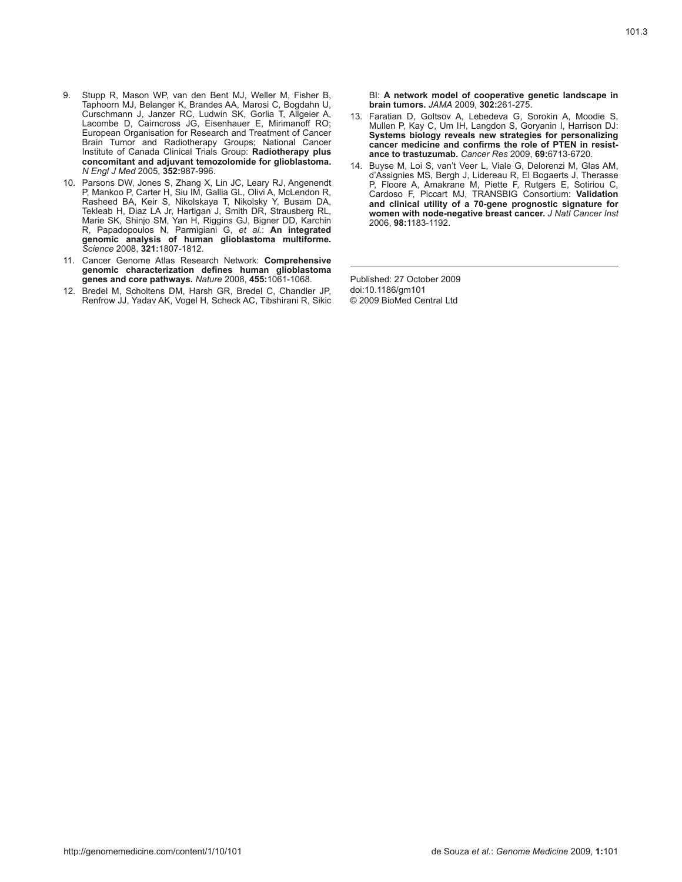9. Stupp R, Mason WP, van den Bent MJ, Weller M, Fisher B, Taphoorn MJ, Belanger K, Brandes AA, Marosi C, Bogdahn U, Curschmann J, Janzer RC, Ludwin SK, Gorlia T, Allgeier A, Lacombe D, Cairncross JG, Eisenhauer E, Mirimanoff RO; European Organisation for Research and Treatment of Cancer Brain Tumor and Radiotherapy Groups; National Cancer Institute of Canada Clinical Trials Group: **Radiotherapy plus concomitant and adjuvant temozolomide for glioblastoma.** *N Engl J Med* 2005, **352:**987-996.
10. Parsons DW, Jones S, Zhang X, Lin JC, Leary RJ, Angenendt P, Mankoo P, Carter H, Siu IM, Gallia GL, Olivi A, McLendon R, Rasheed BA, Keir S, Nikolskaya T, Nikolsky Y, Busam DA, Tekleab H, Diaz LA Jr, Hartigan J, Smith DR, Strausberg RL, Marie SK, Shinjo SM, Yan H, Riggins GJ, Bigner DD, Karchin R, Papadopoulos N, Parmigiani G, *et al.*: **An integrated genomic analysis of human glioblastoma multiforme.** *Science* 2008, **321:**1807-1812.
11. Cancer Genome Atlas Research Network: **Comprehensive genomic characterization defines human glioblastoma genes and core pathways.** *Nature* 2008, **455:**1061-1068.
12. Bredel M, Scholtens DM, Harsh GR, Bredel C, Chandler JP, Renfrow JJ, Yadav AK, Vogel H, Scheck AC, Tibshirani R, Sikic BI: **A network model of cooperative genetic landscape in brain tumors.** *JAMA* 2009, **302:**261-275.
13. Faratian D, Goltsov A, Lebedeva G, Sorokin A, Moodie S, Mullen P, Kay C, Um IH, Langdon S, Goryanin I, Harrison DJ: **Systems biology reveals new strategies for personalizing cancer medicine and confirms the role of PTEN in resistance to trastuzumab.** *Cancer Res* 2009, **69:**6713-6720.
14. Buyse M, Loi S, van't Veer L, Viale G, Delorenzi M, Glas AM, d'Assignies MS, Bergh J, Lidereau R, El Bogaerts J, Therasse P, Floore A, Amakrane M, Piette F, Rutgers E, Sotiriou C, Cardoso F, Piccart MJ, TRANSBIG Consortium: **Validation and clinical utility of a 70-gene prognostic signature for women with node-negative breast cancer.** *J Natl Cancer Inst* 2006, **98:**1183-1192.

---

Published: 27 October 2009
doi:10.1186/gm101
© 2009 BioMed Central Ltd